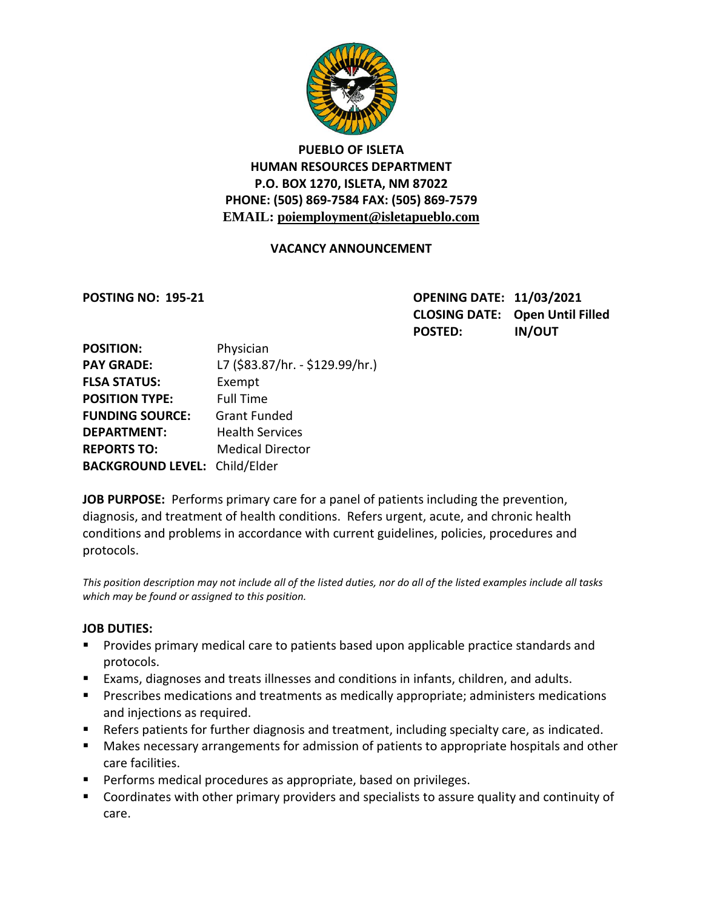# PUEBLO OF ISLETA
## HUMAN RESOURCES DEPARTMENT
**P.O. BOX 1270, ISLETA, NM 87022**
**PHONE: (505) 869-7584 FAX: (505) 869-7579**
**EMAIL: poiemployment@isletapueblo.com**

### VACANCY ANNOUNCEMENT

**POSTING NO: 195-21**

**OPENING DATE:** 11/03/2021
**CLOSING DATE:** Open Until Filled
**POSTED:** IN/OUT

**POSITION:** Physician
**PAY GRADE:** L7 ($83.87/hr. - $129.99/hr.)
**FLSA STATUS:** Exempt
**POSITION TYPE:** Full Time
**FUNDING SOURCE:** Grant Funded
**DEPARTMENT:** Health Services
**REPORTS TO:** Medical Director
**BACKGROUND LEVEL:** Child/Elder

**JOB PURPOSE:** Performs primary care for a panel of patients including the prevention, diagnosis, and treatment of health conditions. Refers urgent, acute, and chronic health conditions and problems in accordance with current guidelines, policies, procedures and protocols.

*This position description may not include all of the listed duties, nor do all of the listed examples include all tasks which may be found or assigned to this position.*

**JOB DUTIES:**

- Provides primary medical care to patients based upon applicable practice standards and protocols.
- Exams, diagnoses and treats illnesses and conditions in infants, children, and adults.
- Prescribes medications and treatments as medically appropriate; administers medications and injections as required.
- Refers patients for further diagnosis and treatment, including specialty care, as indicated.
- Makes necessary arrangements for admission of patients to appropriate hospitals and other care facilities.
- Performs medical procedures as appropriate, based on privileges.
- Coordinates with other primary providers and specialists to assure quality and continuity of care.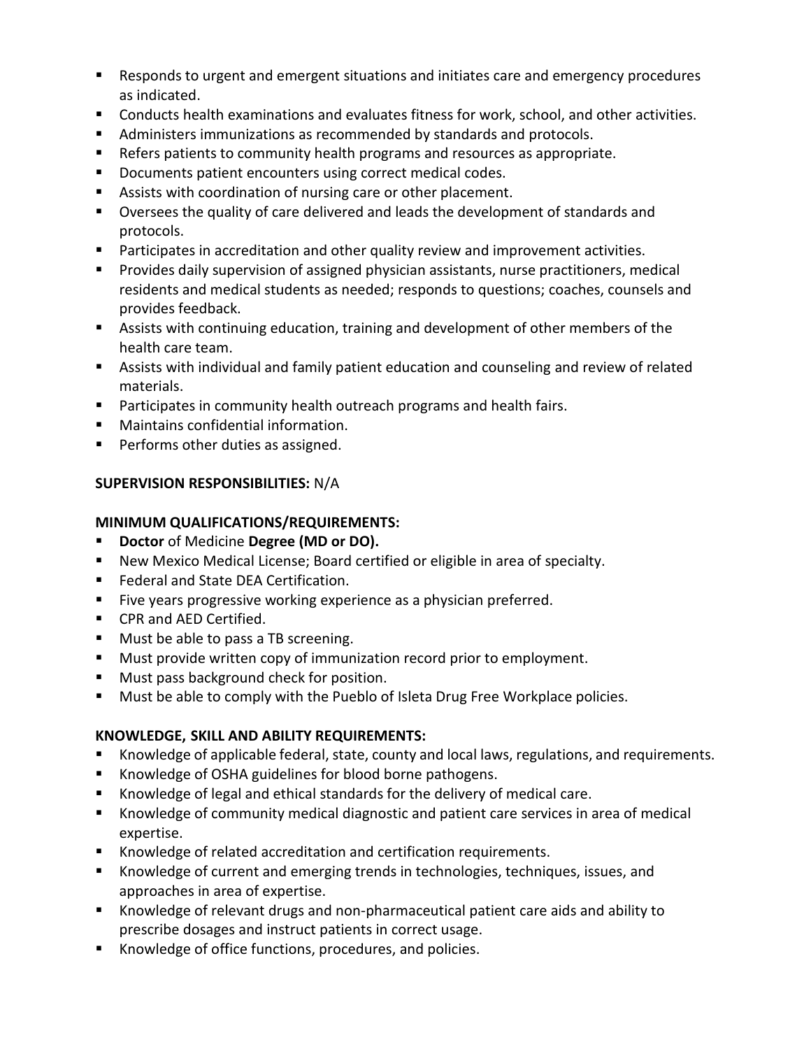- Responds to urgent and emergent situations and initiates care and emergency procedures as indicated.
- Conducts health examinations and evaluates fitness for work, school, and other activities.
- Administers immunizations as recommended by standards and protocols.
- Refers patients to community health programs and resources as appropriate.
- Documents patient encounters using correct medical codes.
- Assists with coordination of nursing care or other placement.
- Oversees the quality of care delivered and leads the development of standards and protocols.
- Participates in accreditation and other quality review and improvement activities.
- Provides daily supervision of assigned physician assistants, nurse practitioners, medical residents and medical students as needed; responds to questions; coaches, counsels and provides feedback.
- Assists with continuing education, training and development of other members of the health care team.
- Assists with individual and family patient education and counseling and review of related materials.
- Participates in community health outreach programs and health fairs.
- Maintains confidential information.
- Performs other duties as assigned.

**SUPERVISION RESPONSIBILITIES:** N/A

**MINIMUM QUALIFICATIONS/REQUIREMENTS:**

- **Doctor** of Medicine **Degree (MD or DO).**
- New Mexico Medical License; Board certified or eligible in area of specialty.
- Federal and State DEA Certification.
- Five years progressive working experience as a physician preferred.
- CPR and AED Certified.
- Must be able to pass a TB screening.
- Must provide written copy of immunization record prior to employment.
- Must pass background check for position.
- Must be able to comply with the Pueblo of Isleta Drug Free Workplace policies.

**KNOWLEDGE, SKILL AND ABILITY REQUIREMENTS:**

- Knowledge of applicable federal, state, county and local laws, regulations, and requirements.
- Knowledge of OSHA guidelines for blood borne pathogens.
- Knowledge of legal and ethical standards for the delivery of medical care.
- Knowledge of community medical diagnostic and patient care services in area of medical expertise.
- Knowledge of related accreditation and certification requirements.
- Knowledge of current and emerging trends in technologies, techniques, issues, and approaches in area of expertise.
- Knowledge of relevant drugs and non-pharmaceutical patient care aids and ability to prescribe dosages and instruct patients in correct usage.
- Knowledge of office functions, procedures, and policies.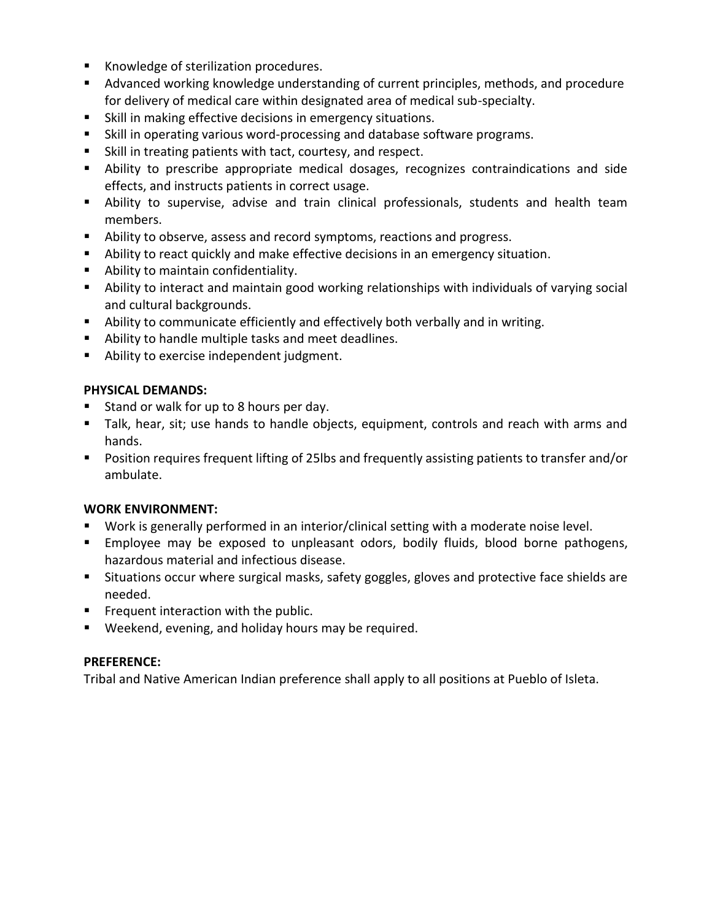- Knowledge of sterilization procedures.
- Advanced working knowledge understanding of current principles, methods, and procedure for delivery of medical care within designated area of medical sub-specialty.
- Skill in making effective decisions in emergency situations.
- Skill in operating various word-processing and database software programs.
- Skill in treating patients with tact, courtesy, and respect.
- Ability to prescribe appropriate medical dosages, recognizes contraindications and side effects, and instructs patients in correct usage.
- Ability to supervise, advise and train clinical professionals, students and health team members.
- Ability to observe, assess and record symptoms, reactions and progress.
- Ability to react quickly and make effective decisions in an emergency situation.
- Ability to maintain confidentiality.
- Ability to interact and maintain good working relationships with individuals of varying social and cultural backgrounds.
- Ability to communicate efficiently and effectively both verbally and in writing.
- Ability to handle multiple tasks and meet deadlines.
- Ability to exercise independent judgment.

**PHYSICAL DEMANDS:**

- Stand or walk for up to 8 hours per day.
- Talk, hear, sit; use hands to handle objects, equipment, controls and reach with arms and hands.
- Position requires frequent lifting of 25lbs and frequently assisting patients to transfer and/or ambulate.

**WORK ENVIRONMENT:**

- Work is generally performed in an interior/clinical setting with a moderate noise level.
- Employee may be exposed to unpleasant odors, bodily fluids, blood borne pathogens, hazardous material and infectious disease.
- Situations occur where surgical masks, safety goggles, gloves and protective face shields are needed.
- Frequent interaction with the public.
- Weekend, evening, and holiday hours may be required.

**PREFERENCE:**

Tribal and Native American Indian preference shall apply to all positions at Pueblo of Isleta.